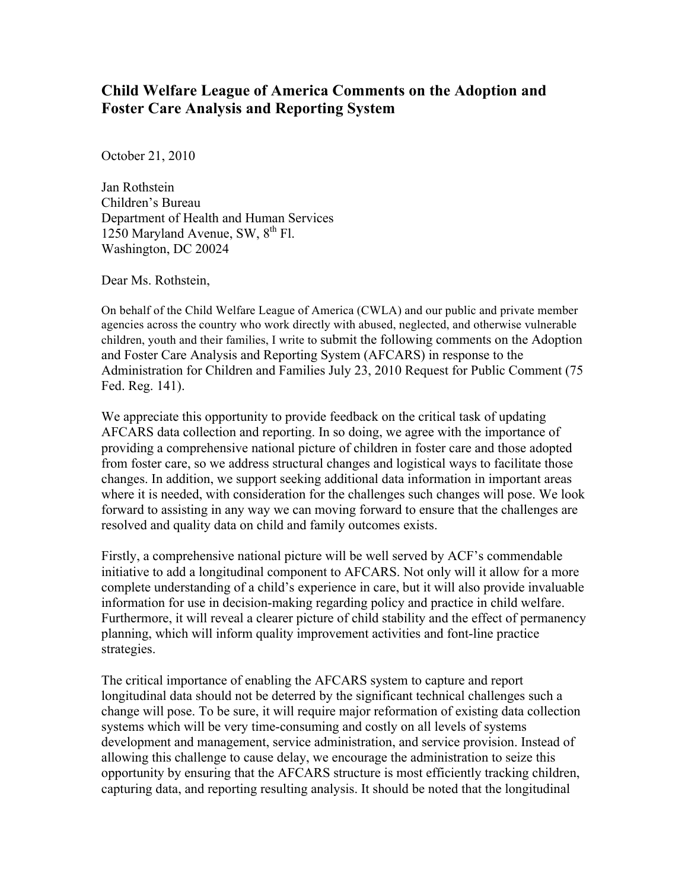# Child Welfare League of America Comments on the Adoption and Foster Care Analysis and Reporting System

October 21, 2010

Jan Rothstein
Children's Bureau
Department of Health and Human Services
1250 Maryland Avenue, SW, 8th Fl.
Washington, DC 20024

Dear Ms. Rothstein,

On behalf of the Child Welfare League of America (CWLA) and our public and private member agencies across the country who work directly with abused, neglected, and otherwise vulnerable children, youth and their families, I write to submit the following comments on the Adoption and Foster Care Analysis and Reporting System (AFCARS) in response to the Administration for Children and Families July 23, 2010 Request for Public Comment (75 Fed. Reg. 141).

We appreciate this opportunity to provide feedback on the critical task of updating AFCARS data collection and reporting. In so doing, we agree with the importance of providing a comprehensive national picture of children in foster care and those adopted from foster care, so we address structural changes and logistical ways to facilitate those changes. In addition, we support seeking additional data information in important areas where it is needed, with consideration for the challenges such changes will pose. We look forward to assisting in any way we can moving forward to ensure that the challenges are resolved and quality data on child and family outcomes exists.

Firstly, a comprehensive national picture will be well served by ACF's commendable initiative to add a longitudinal component to AFCARS. Not only will it allow for a more complete understanding of a child's experience in care, but it will also provide invaluable information for use in decision-making regarding policy and practice in child welfare. Furthermore, it will reveal a clearer picture of child stability and the effect of permanency planning, which will inform quality improvement activities and font-line practice strategies.

The critical importance of enabling the AFCARS system to capture and report longitudinal data should not be deterred by the significant technical challenges such a change will pose. To be sure, it will require major reformation of existing data collection systems which will be very time-consuming and costly on all levels of systems development and management, service administration, and service provision. Instead of allowing this challenge to cause delay, we encourage the administration to seize this opportunity by ensuring that the AFCARS structure is most efficiently tracking children, capturing data, and reporting resulting analysis. It should be noted that the longitudinal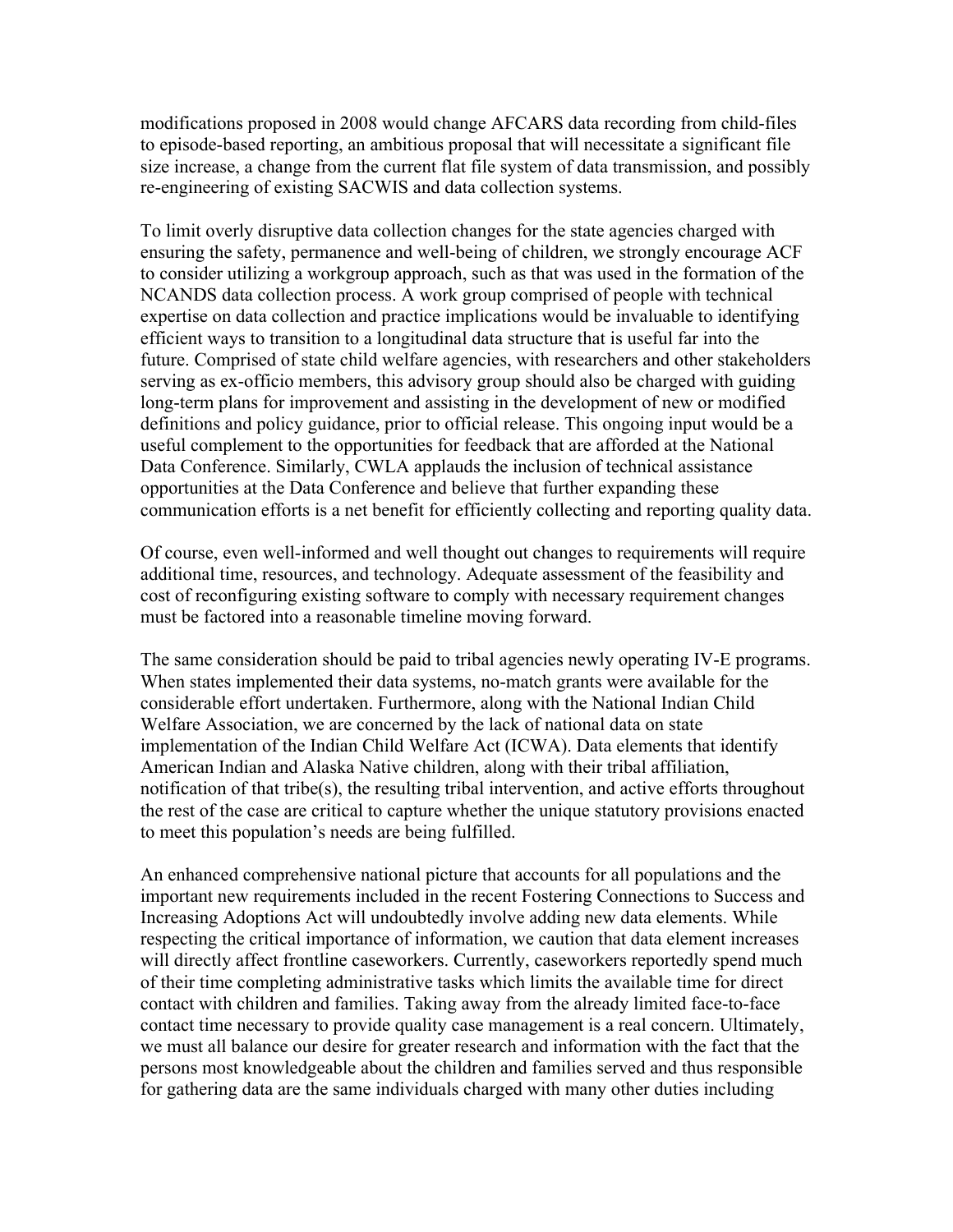modifications proposed in 2008 would change AFCARS data recording from child-files to episode-based reporting, an ambitious proposal that will necessitate a significant file size increase, a change from the current flat file system of data transmission, and possibly re-engineering of existing SACWIS and data collection systems.

To limit overly disruptive data collection changes for the state agencies charged with ensuring the safety, permanence and well-being of children, we strongly encourage ACF to consider utilizing a workgroup approach, such as that was used in the formation of the NCANDS data collection process. A work group comprised of people with technical expertise on data collection and practice implications would be invaluable to identifying efficient ways to transition to a longitudinal data structure that is useful far into the future. Comprised of state child welfare agencies, with researchers and other stakeholders serving as ex-officio members, this advisory group should also be charged with guiding long-term plans for improvement and assisting in the development of new or modified definitions and policy guidance, prior to official release. This ongoing input would be a useful complement to the opportunities for feedback that are afforded at the National Data Conference. Similarly, CWLA applauds the inclusion of technical assistance opportunities at the Data Conference and believe that further expanding these communication efforts is a net benefit for efficiently collecting and reporting quality data.

Of course, even well-informed and well thought out changes to requirements will require additional time, resources, and technology. Adequate assessment of the feasibility and cost of reconfiguring existing software to comply with necessary requirement changes must be factored into a reasonable timeline moving forward.

The same consideration should be paid to tribal agencies newly operating IV-E programs. When states implemented their data systems, no-match grants were available for the considerable effort undertaken. Furthermore, along with the National Indian Child Welfare Association, we are concerned by the lack of national data on state implementation of the Indian Child Welfare Act (ICWA). Data elements that identify American Indian and Alaska Native children, along with their tribal affiliation, notification of that tribe(s), the resulting tribal intervention, and active efforts throughout the rest of the case are critical to capture whether the unique statutory provisions enacted to meet this population's needs are being fulfilled.

An enhanced comprehensive national picture that accounts for all populations and the important new requirements included in the recent Fostering Connections to Success and Increasing Adoptions Act will undoubtedly involve adding new data elements. While respecting the critical importance of information, we caution that data element increases will directly affect frontline caseworkers. Currently, caseworkers reportedly spend much of their time completing administrative tasks which limits the available time for direct contact with children and families. Taking away from the already limited face-to-face contact time necessary to provide quality case management is a real concern. Ultimately, we must all balance our desire for greater research and information with the fact that the persons most knowledgeable about the children and families served and thus responsible for gathering data are the same individuals charged with many other duties including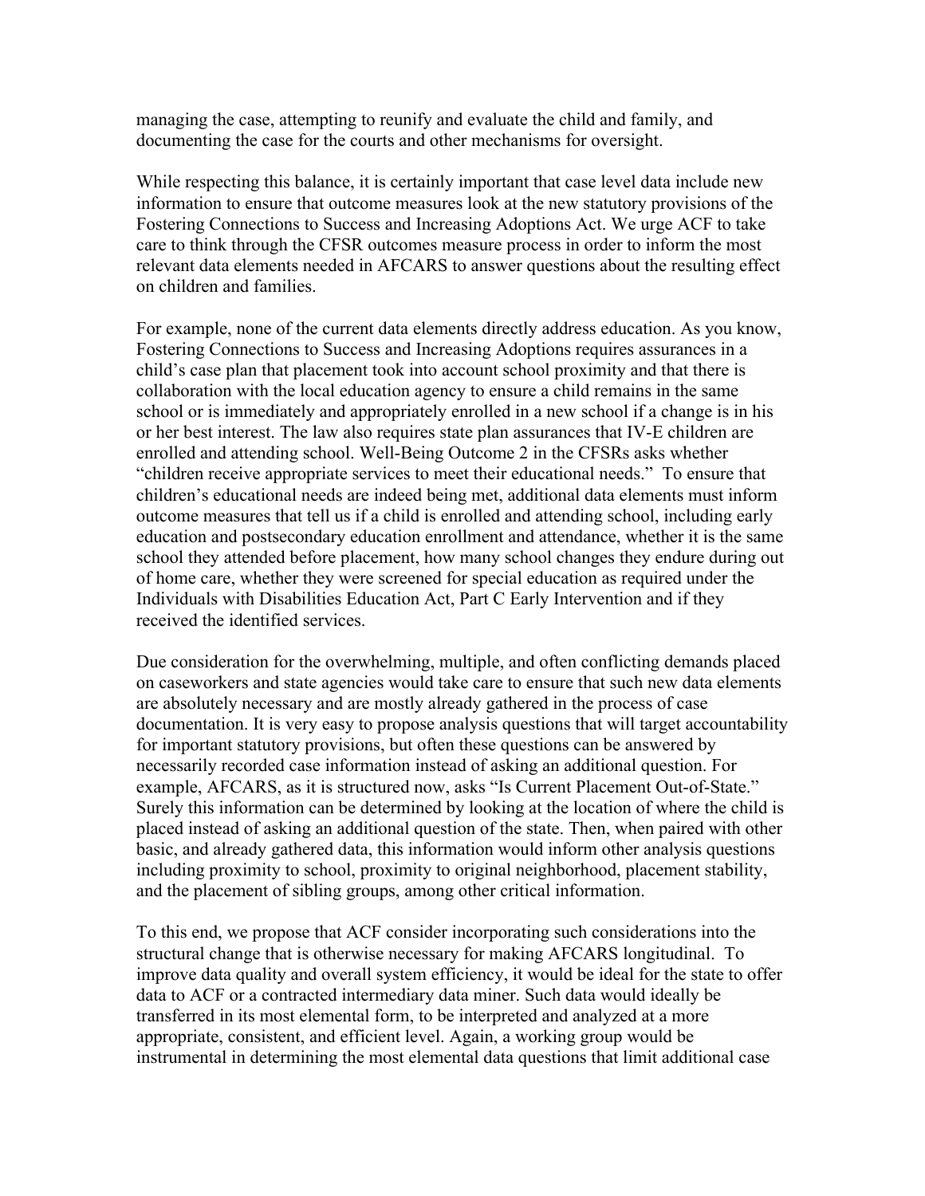managing the case, attempting to reunify and evaluate the child and family, and documenting the case for the courts and other mechanisms for oversight.

While respecting this balance, it is certainly important that case level data include new information to ensure that outcome measures look at the new statutory provisions of the Fostering Connections to Success and Increasing Adoptions Act. We urge ACF to take care to think through the CFSR outcomes measure process in order to inform the most relevant data elements needed in AFCARS to answer questions about the resulting effect on children and families.

For example, none of the current data elements directly address education. As you know, Fostering Connections to Success and Increasing Adoptions requires assurances in a child's case plan that placement took into account school proximity and that there is collaboration with the local education agency to ensure a child remains in the same school or is immediately and appropriately enrolled in a new school if a change is in his or her best interest. The law also requires state plan assurances that IV-E children are enrolled and attending school. Well-Being Outcome 2 in the CFSRs asks whether "children receive appropriate services to meet their educational needs." To ensure that children's educational needs are indeed being met, additional data elements must inform outcome measures that tell us if a child is enrolled and attending school, including early education and postsecondary education enrollment and attendance, whether it is the same school they attended before placement, how many school changes they endure during out of home care, whether they were screened for special education as required under the Individuals with Disabilities Education Act, Part C Early Intervention and if they received the identified services.

Due consideration for the overwhelming, multiple, and often conflicting demands placed on caseworkers and state agencies would take care to ensure that such new data elements are absolutely necessary and are mostly already gathered in the process of case documentation. It is very easy to propose analysis questions that will target accountability for important statutory provisions, but often these questions can be answered by necessarily recorded case information instead of asking an additional question. For example, AFCARS, as it is structured now, asks "Is Current Placement Out-of-State." Surely this information can be determined by looking at the location of where the child is placed instead of asking an additional question of the state. Then, when paired with other basic, and already gathered data, this information would inform other analysis questions including proximity to school, proximity to original neighborhood, placement stability, and the placement of sibling groups, among other critical information.

To this end, we propose that ACF consider incorporating such considerations into the structural change that is otherwise necessary for making AFCARS longitudinal. To improve data quality and overall system efficiency, it would be ideal for the state to offer data to ACF or a contracted intermediary data miner. Such data would ideally be transferred in its most elemental form, to be interpreted and analyzed at a more appropriate, consistent, and efficient level. Again, a working group would be instrumental in determining the most elemental data questions that limit additional case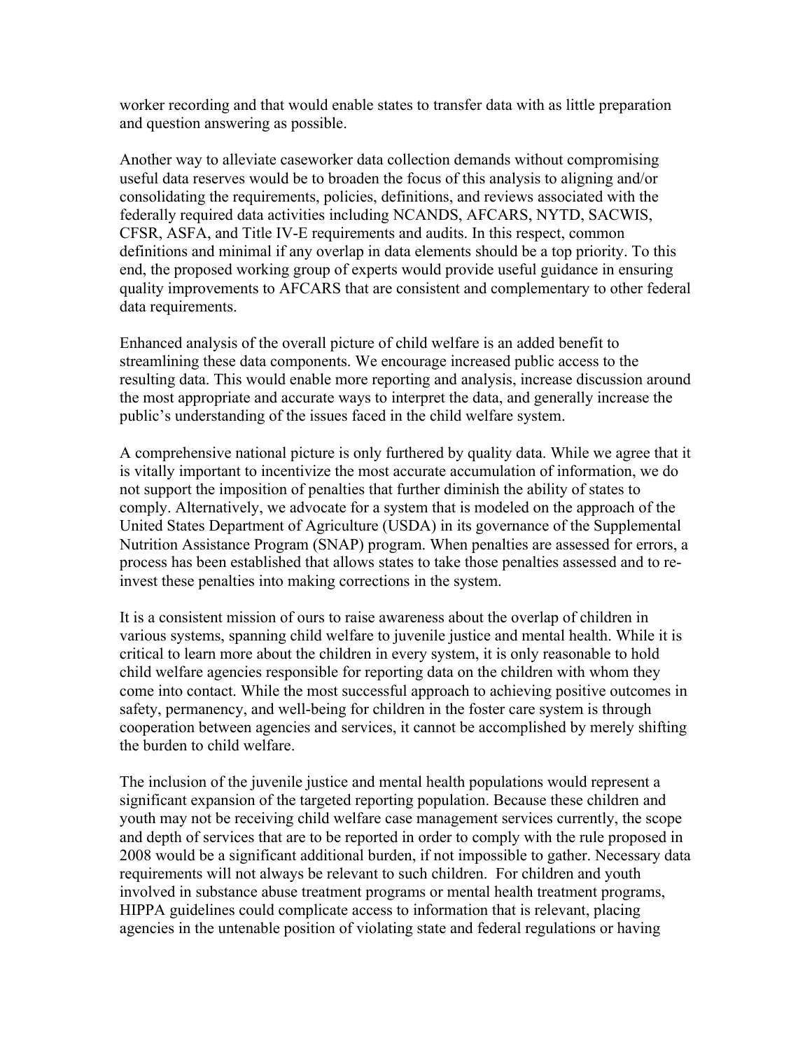worker recording and that would enable states to transfer data with as little preparation and question answering as possible.

Another way to alleviate caseworker data collection demands without compromising useful data reserves would be to broaden the focus of this analysis to aligning and/or consolidating the requirements, policies, definitions, and reviews associated with the federally required data activities including NCANDS, AFCARS, NYTD, SACWIS, CFSR, ASFA, and Title IV-E requirements and audits. In this respect, common definitions and minimal if any overlap in data elements should be a top priority. To this end, the proposed working group of experts would provide useful guidance in ensuring quality improvements to AFCARS that are consistent and complementary to other federal data requirements.

Enhanced analysis of the overall picture of child welfare is an added benefit to streamlining these data components. We encourage increased public access to the resulting data. This would enable more reporting and analysis, increase discussion around the most appropriate and accurate ways to interpret the data, and generally increase the public's understanding of the issues faced in the child welfare system.

A comprehensive national picture is only furthered by quality data. While we agree that it is vitally important to incentivize the most accurate accumulation of information, we do not support the imposition of penalties that further diminish the ability of states to comply. Alternatively, we advocate for a system that is modeled on the approach of the United States Department of Agriculture (USDA) in its governance of the Supplemental Nutrition Assistance Program (SNAP) program. When penalties are assessed for errors, a process has been established that allows states to take those penalties assessed and to re-invest these penalties into making corrections in the system.

It is a consistent mission of ours to raise awareness about the overlap of children in various systems, spanning child welfare to juvenile justice and mental health. While it is critical to learn more about the children in every system, it is only reasonable to hold child welfare agencies responsible for reporting data on the children with whom they come into contact. While the most successful approach to achieving positive outcomes in safety, permanency, and well-being for children in the foster care system is through cooperation between agencies and services, it cannot be accomplished by merely shifting the burden to child welfare.

The inclusion of the juvenile justice and mental health populations would represent a significant expansion of the targeted reporting population. Because these children and youth may not be receiving child welfare case management services currently, the scope and depth of services that are to be reported in order to comply with the rule proposed in 2008 would be a significant additional burden, if not impossible to gather. Necessary data requirements will not always be relevant to such children. For children and youth involved in substance abuse treatment programs or mental health treatment programs, HIPPA guidelines could complicate access to information that is relevant, placing agencies in the untenable position of violating state and federal regulations or having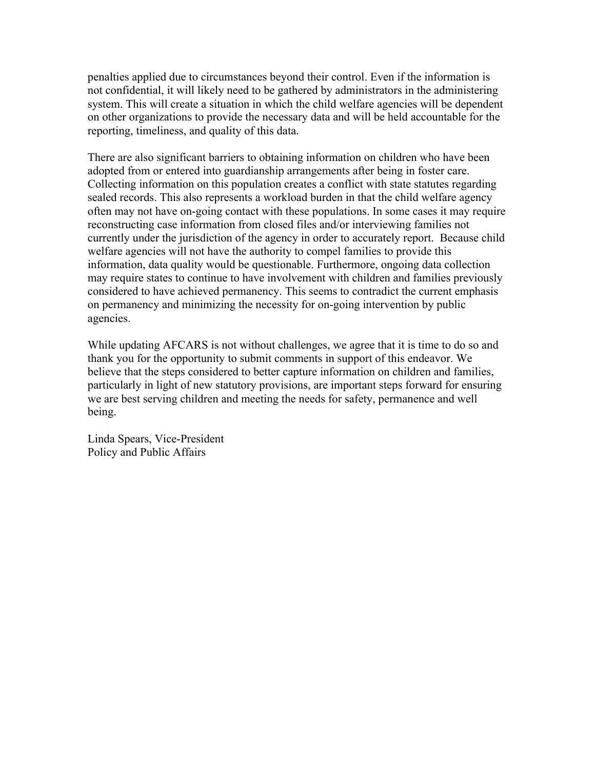penalties applied due to circumstances beyond their control. Even if the information is not confidential, it will likely need to be gathered by administrators in the administering system. This will create a situation in which the child welfare agencies will be dependent on other organizations to provide the necessary data and will be held accountable for the reporting, timeliness, and quality of this data.

There are also significant barriers to obtaining information on children who have been adopted from or entered into guardianship arrangements after being in foster care. Collecting information on this population creates a conflict with state statutes regarding sealed records. This also represents a workload burden in that the child welfare agency often may not have on-going contact with these populations. In some cases it may require reconstructing case information from closed files and/or interviewing families not currently under the jurisdiction of the agency in order to accurately report. Because child welfare agencies will not have the authority to compel families to provide this information, data quality would be questionable. Furthermore, ongoing data collection may require states to continue to have involvement with children and families previously considered to have achieved permanency. This seems to contradict the current emphasis on permanency and minimizing the necessity for on-going intervention by public agencies.

While updating AFCARS is not without challenges, we agree that it is time to do so and thank you for the opportunity to submit comments in support of this endeavor. We believe that the steps considered to better capture information on children and families, particularly in light of new statutory provisions, are important steps forward for ensuring we are best serving children and meeting the needs for safety, permanence and well being.

Linda Spears, Vice-President
Policy and Public Affairs